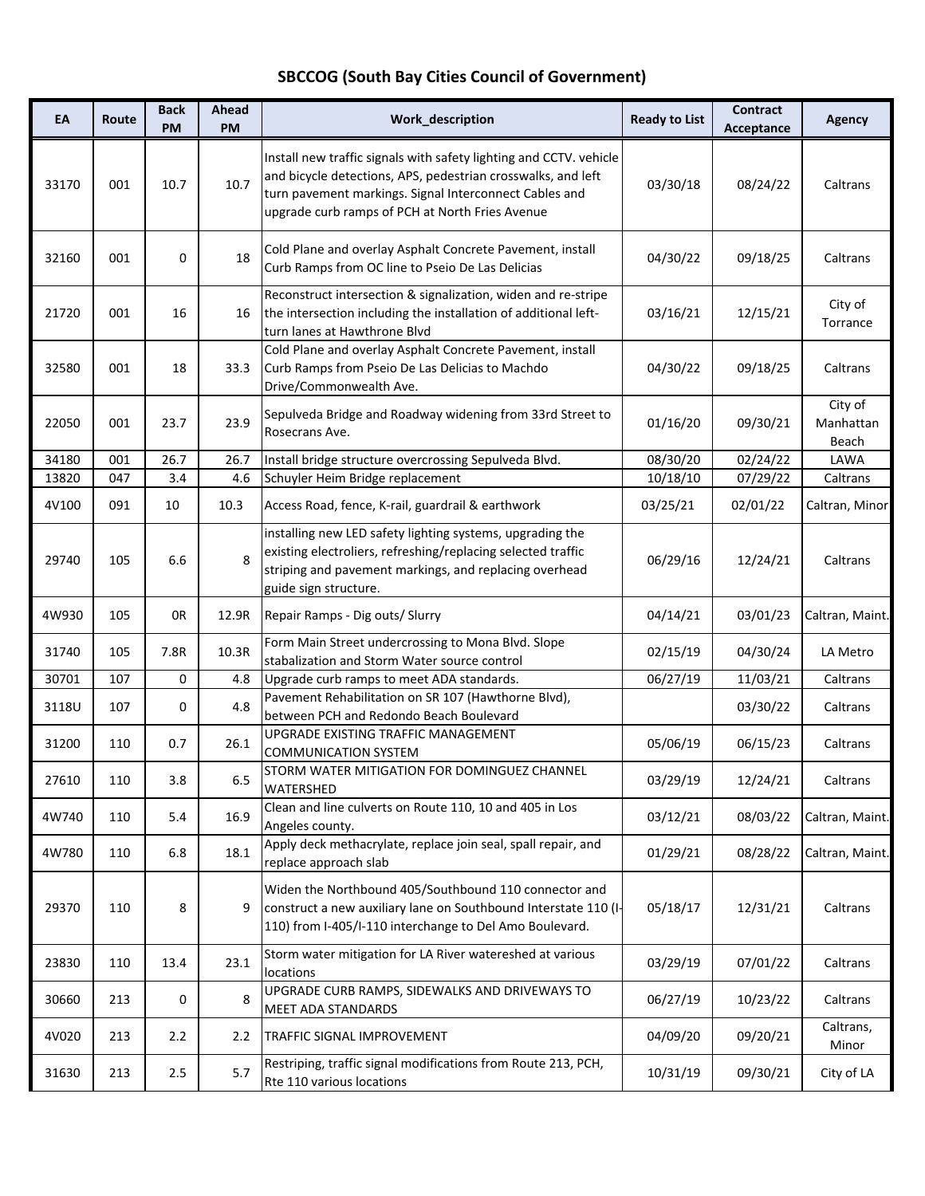# SBCCOG (South Bay Cities Council of Government)

| EA | Route | Back PM | Ahead PM | Work_description | Ready to List | Contract Acceptance | Agency |
|---|---|---|---|---|---|---|---|
| 33170 | 001 | 10.7 | 10.7 | Install new traffic signals with safety lighting and CCTV. vehicle and bicycle detections, APS, pedestrian crosswalks, and left turn pavement markings. Signal Interconnect Cables and upgrade curb ramps of PCH at North Fries Avenue | 03/30/18 | 08/24/22 | Caltrans |
| 32160 | 001 | 0 | 18 | Cold Plane and overlay Asphalt Concrete Pavement, install Curb Ramps from OC line to Pseio De Las Delicias | 04/30/22 | 09/18/25 | Caltrans |
| 21720 | 001 | 16 | 16 | Reconstruct intersection & signalization, widen and re-stripe the intersection including the installation of additional left-turn lanes at Hawthrone Blvd | 03/16/21 | 12/15/21 | City of Torrance |
| 32580 | 001 | 18 | 33.3 | Cold Plane and overlay Asphalt Concrete Pavement, install Curb Ramps from Pseio De Las Delicias to Machdo Drive/Commonwealth Ave. | 04/30/22 | 09/18/25 | Caltrans |
| 22050 | 001 | 23.7 | 23.9 | Sepulveda Bridge and Roadway widening from 33rd Street to Rosecrans Ave. | 01/16/20 | 09/30/21 | City of Manhattan Beach |
| 34180 | 001 | 26.7 | 26.7 | Install bridge structure overcrossing Sepulveda Blvd. | 08/30/20 | 02/24/22 | LAWA |
| 13820 | 047 | 3.4 | 4.6 | Schuyler Heim Bridge replacement | 10/18/10 | 07/29/22 | Caltrans |
| 4V100 | 091 | 10 | 10.3 | Access Road, fence, K-rail, guardrail & earthwork | 03/25/21 | 02/01/22 | Caltran, Minor |
| 29740 | 105 | 6.6 | 8 | installing new LED safety lighting systems, upgrading the existing electroliers, refreshing/replacing selected traffic striping and pavement markings, and replacing overhead guide sign structure. | 06/29/16 | 12/24/21 | Caltrans |
| 4W930 | 105 | 0R | 12.9R | Repair Ramps - Dig outs/ Slurry | 04/14/21 | 03/01/23 | Caltran, Maint. |
| 31740 | 105 | 7.8R | 10.3R | Form Main Street undercrossing to Mona Blvd. Slope stabalization and Storm Water source control | 02/15/19 | 04/30/24 | LA Metro |
| 30701 | 107 | 0 | 4.8 | Upgrade curb ramps to meet ADA standards. | 06/27/19 | 11/03/21 | Caltrans |
| 3118U | 107 | 0 | 4.8 | Pavement Rehabilitation on SR 107 (Hawthorne Blvd), between PCH and Redondo Beach Boulevard | | 03/30/22 | Caltrans |
| 31200 | 110 | 0.7 | 26.1 | UPGRADE EXISTING TRAFFIC MANAGEMENT COMMUNICATION SYSTEM | 05/06/19 | 06/15/23 | Caltrans |
| 27610 | 110 | 3.8 | 6.5 | STORM WATER MITIGATION FOR DOMINGUEZ CHANNEL WATERSHED | 03/29/19 | 12/24/21 | Caltrans |
| 4W740 | 110 | 5.4 | 16.9 | Clean and line culverts on Route 110, 10 and 405 in Los Angeles county. | 03/12/21 | 08/03/22 | Caltran, Maint. |
| 4W780 | 110 | 6.8 | 18.1 | Apply deck methacrylate, replace join seal, spall repair, and replace approach slab | 01/29/21 | 08/28/22 | Caltran, Maint. |
| 29370 | 110 | 8 | 9 | Widen the Northbound 405/Southbound 110 connector and construct a new auxiliary lane on Southbound Interstate 110 (I-110) from I-405/I-110 interchange to Del Amo Boulevard. | 05/18/17 | 12/31/21 | Caltrans |
| 23830 | 110 | 13.4 | 23.1 | Storm water mitigation for LA River watereshed at various locations | 03/29/19 | 07/01/22 | Caltrans |
| 30660 | 213 | 0 | 8 | UPGRADE CURB RAMPS, SIDEWALKS AND DRIVEWAYS TO MEET ADA STANDARDS | 06/27/19 | 10/23/22 | Caltrans |
| 4V020 | 213 | 2.2 | 2.2 | TRAFFIC SIGNAL IMPROVEMENT | 04/09/20 | 09/20/21 | Caltrans, Minor |
| 31630 | 213 | 2.5 | 5.7 | Restriping, traffic signal modifications from Route 213, PCH, Rte 110 various locations | 10/31/19 | 09/30/21 | City of LA |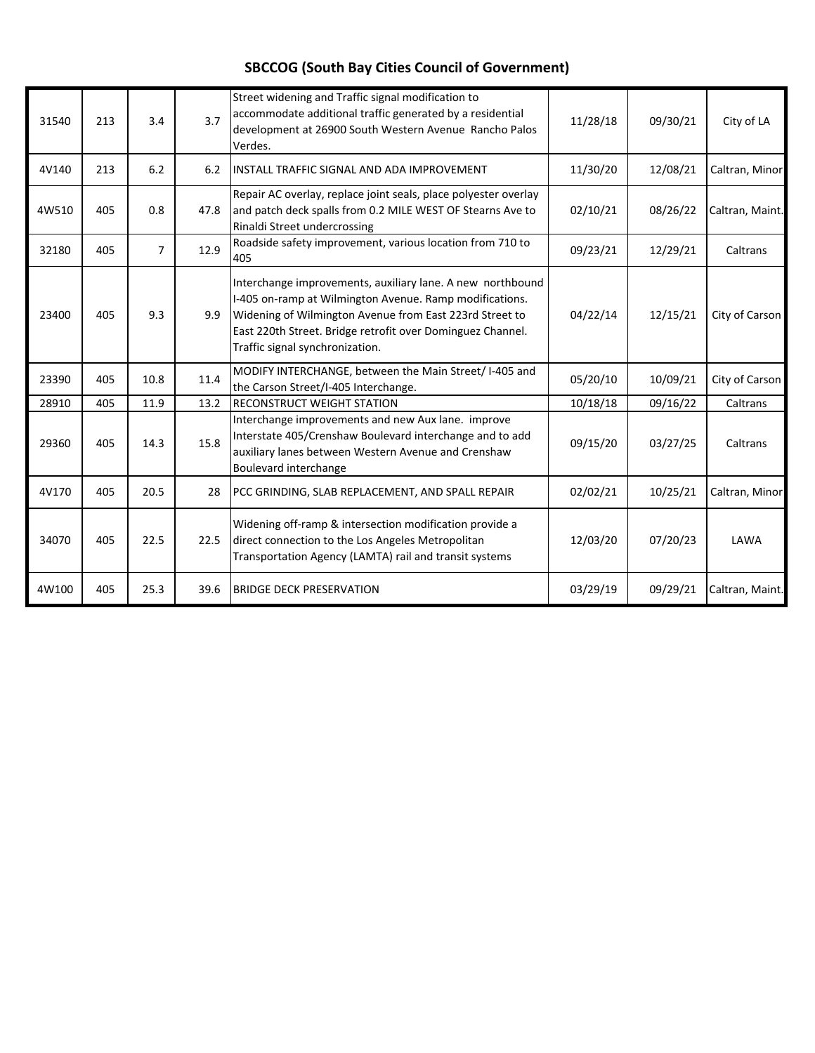## SBCCOG (South Bay Cities Council of Government)

| | | | | | | | |
|---|---|---|---|---|---|---|---|
| 31540 | 213 | 3.4 | 3.7 | Street widening and Traffic signal modification to accommodate additional traffic generated by a residential development at 26900 South Western Avenue Rancho Palos Verdes. | 11/28/18 | 09/30/21 | City of LA |
| 4V140 | 213 | 6.2 | 6.2 | INSTALL TRAFFIC SIGNAL AND ADA IMPROVEMENT | 11/30/20 | 12/08/21 | Caltran, Minor |
| 4W510 | 405 | 0.8 | 47.8 | Repair AC overlay, replace joint seals, place polyester overlay and patch deck spalls from 0.2 MILE WEST OF Stearns Ave to Rinaldi Street undercrossing | 02/10/21 | 08/26/22 | Caltran, Maint. |
| 32180 | 405 | 7 | 12.9 | Roadside safety improvement, various location from 710 to 405 | 09/23/21 | 12/29/21 | Caltrans |
| 23400 | 405 | 9.3 | 9.9 | Interchange improvements, auxiliary lane. A new northbound I-405 on-ramp at Wilmington Avenue. Ramp modifications. Widening of Wilmington Avenue from East 223rd Street to East 220th Street. Bridge retrofit over Dominguez Channel. Traffic signal synchronization. | 04/22/14 | 12/15/21 | City of Carson |
| 23390 | 405 | 10.8 | 11.4 | MODIFY INTERCHANGE, between the Main Street/ I-405 and the Carson Street/I-405 Interchange. | 05/20/10 | 10/09/21 | City of Carson |
| 28910 | 405 | 11.9 | 13.2 | RECONSTRUCT WEIGHT STATION | 10/18/18 | 09/16/22 | Caltrans |
| 29360 | 405 | 14.3 | 15.8 | Interchange improvements and new Aux lane. improve Interstate 405/Crenshaw Boulevard interchange and to add auxiliary lanes between Western Avenue and Crenshaw Boulevard interchange | 09/15/20 | 03/27/25 | Caltrans |
| 4V170 | 405 | 20.5 | 28 | PCC GRINDING, SLAB REPLACEMENT, AND SPALL REPAIR | 02/02/21 | 10/25/21 | Caltran, Minor |
| 34070 | 405 | 22.5 | 22.5 | Widening off-ramp & intersection modification provide a direct connection to the Los Angeles Metropolitan Transportation Agency (LAMTA) rail and transit systems | 12/03/20 | 07/20/23 | LAWA |
| 4W100 | 405 | 25.3 | 39.6 | BRIDGE DECK PRESERVATION | 03/29/19 | 09/29/21 | Caltran, Maint. |